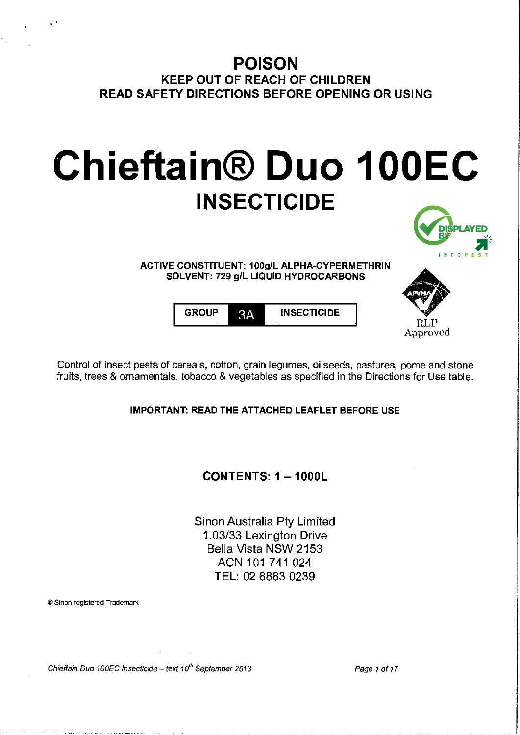# POISON

## KEEP OUT OF REACH OF CHILDREN

## READ SAFETY DIRECTIONS BEFORE OPENING OR USING

# Chieftain® Duo 100EC

## INSECTICIDE

DISPLAYED BY INFOPEST

**ACTIVE CONSTITUENT: 100g/L ALPHA-CYPERMETHRIN**
**SOLVENT: 729 g/L LIQUID HYDROCARBONS**

| GROUP | 3A | INSECTICIDE |
|---|---|---|

APVMA RLP Approved

Control of insect pests of cereals, cotton, grain legumes, oilseeds, pastures, pome and stone fruits, trees & ornamentals, tobacco & vegetables as specified in the Directions for Use table.

**IMPORTANT: READ THE ATTACHED LEAFLET BEFORE USE**

**CONTENTS: 1 – 1000L**

Sinon Australia Pty Limited
1.03/33 Lexington Drive
Bella Vista NSW 2153
ACN 101 741 024
TEL: 02 8883 0239

® Sinon registered Trademark

*Chieftain Duo 100EC Insecticide – text 10th September 2013*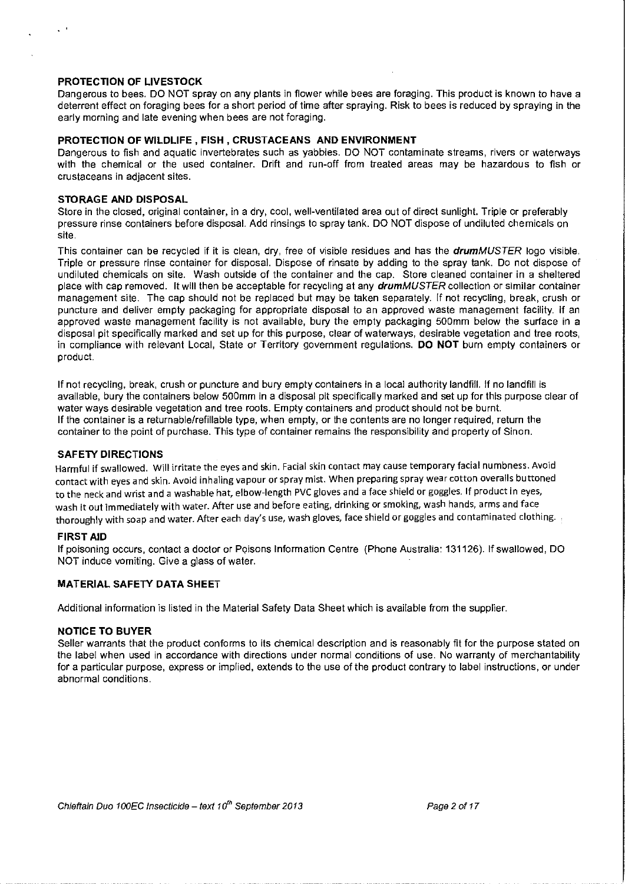### PROTECTION OF LIVESTOCK

Dangerous to bees. DO NOT spray on any plants in flower while bees are foraging. This product is known to have a deterrent effect on foraging bees for a short period of time after spraying. Risk to bees is reduced by spraying in the early morning and late evening when bees are not foraging.

### PROTECTION OF WILDLIFE , FISH , CRUSTACEANS AND ENVIRONMENT

Dangerous to fish and aquatic invertebrates such as yabbies. DO NOT contaminate streams, rivers or waterways with the chemical or the used container. Drift and run-off from treated areas may be hazardous to fish or crustaceans in adjacent sites.

### STORAGE AND DISPOSAL

Store in the closed, original container, in a dry, cool, well-ventilated area out of direct sunlight. Triple or preferably pressure rinse containers before disposal. Add rinsings to spray tank. DO NOT dispose of undiluted chemicals on site.

This container can be recycled if it is clean, dry, free of visible residues and has the ***drumMUSTER*** logo visible. Triple or pressure rinse container for disposal. Dispose of rinsate by adding to the spray tank. Do not dispose of undiluted chemicals on site. Wash outside of the container and the cap. Store cleaned container in a sheltered place with cap removed. It will then be acceptable for recycling at any ***drumMUSTER*** collection or similar container management site. The cap should not be replaced but may be taken separately. If not recycling, break, crush or puncture and deliver empty packaging for appropriate disposal to an approved waste management facility. If an approved waste management facility is not available, bury the empty packaging 500mm below the surface in a disposal pit specifically marked and set up for this purpose, clear of waterways, desirable vegetation and tree roots, in compliance with relevant Local, State or Territory government regulations. **DO NOT** burn empty containers or product.

If not recycling, break, crush or puncture and bury empty containers in a local authority landfill. If no landfill is available, bury the containers below 500mm in a disposal pit specifically marked and set up for this purpose clear of water ways desirable vegetation and tree roots. Empty containers and product should not be burnt.
If the container is a returnable/refillable type, when empty, or the contents are no longer required, return the container to the point of purchase. This type of container remains the responsibility and property of Sinon.

### SAFETY DIRECTIONS

Harmful if swallowed. Will irritate the eyes and skin. Facial skin contact may cause temporary facial numbness. Avoid contact with eyes and skin. Avoid inhaling vapour or spray mist. When preparing spray wear cotton overalls buttoned to the neck and wrist and a washable hat, elbow-length PVC gloves and a face shield or goggles. If product in eyes, wash it out immediately with water. After use and before eating, drinking or smoking, wash hands, arms and face thoroughly with soap and water. After each day's use, wash gloves, face shield or goggles and contaminated clothing.

### FIRST AID

If poisoning occurs, contact a doctor or Poisons Information Centre (Phone Australia: 131126). If swallowed, DO NOT induce vomiting. Give a glass of water.

### MATERIAL SAFETY DATA SHEET

Additional information is listed in the Material Safety Data Sheet which is available from the supplier.

### NOTICE TO BUYER

Seller warrants that the product conforms to its chemical description and is reasonably fit for the purpose stated on the label when used in accordance with directions under normal conditions of use. No warranty of merchantability for a particular purpose, express or implied, extends to the use of the product contrary to label instructions, or under abnormal conditions.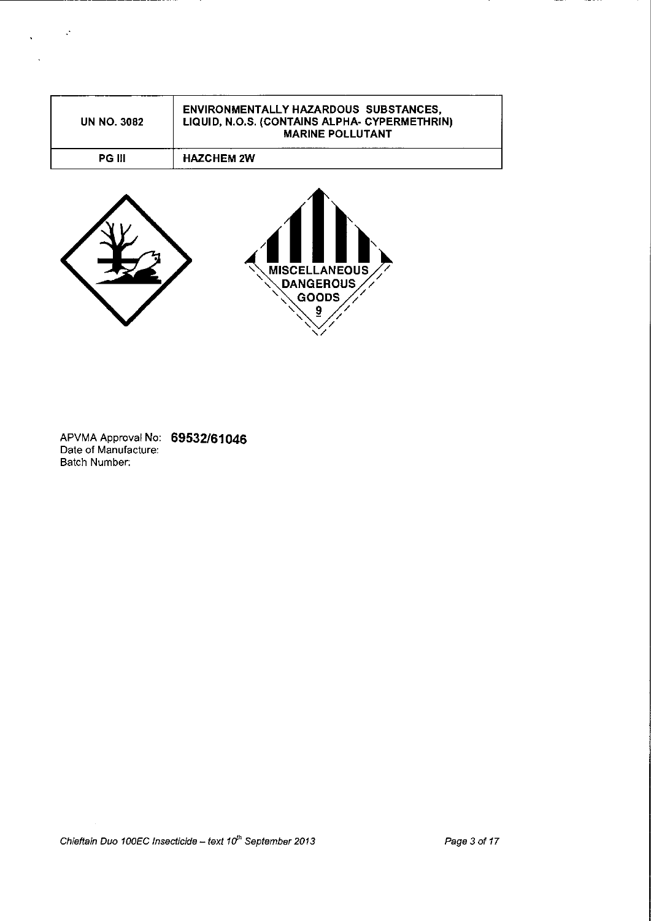| UN NO. 3082 | ENVIRONMENTALLY HAZARDOUS SUBSTANCES, LIQUID, N.O.S. (CONTAINS ALPHA- CYPERMETHRIN) MARINE POLLUTANT |
| --- | --- |
| PG III | HAZCHEM 2W |

MISCELLANEOUS DANGEROUS GOODS 9

APVMA Approval No: **69532/61046**
Date of Manufacture:
Batch Number: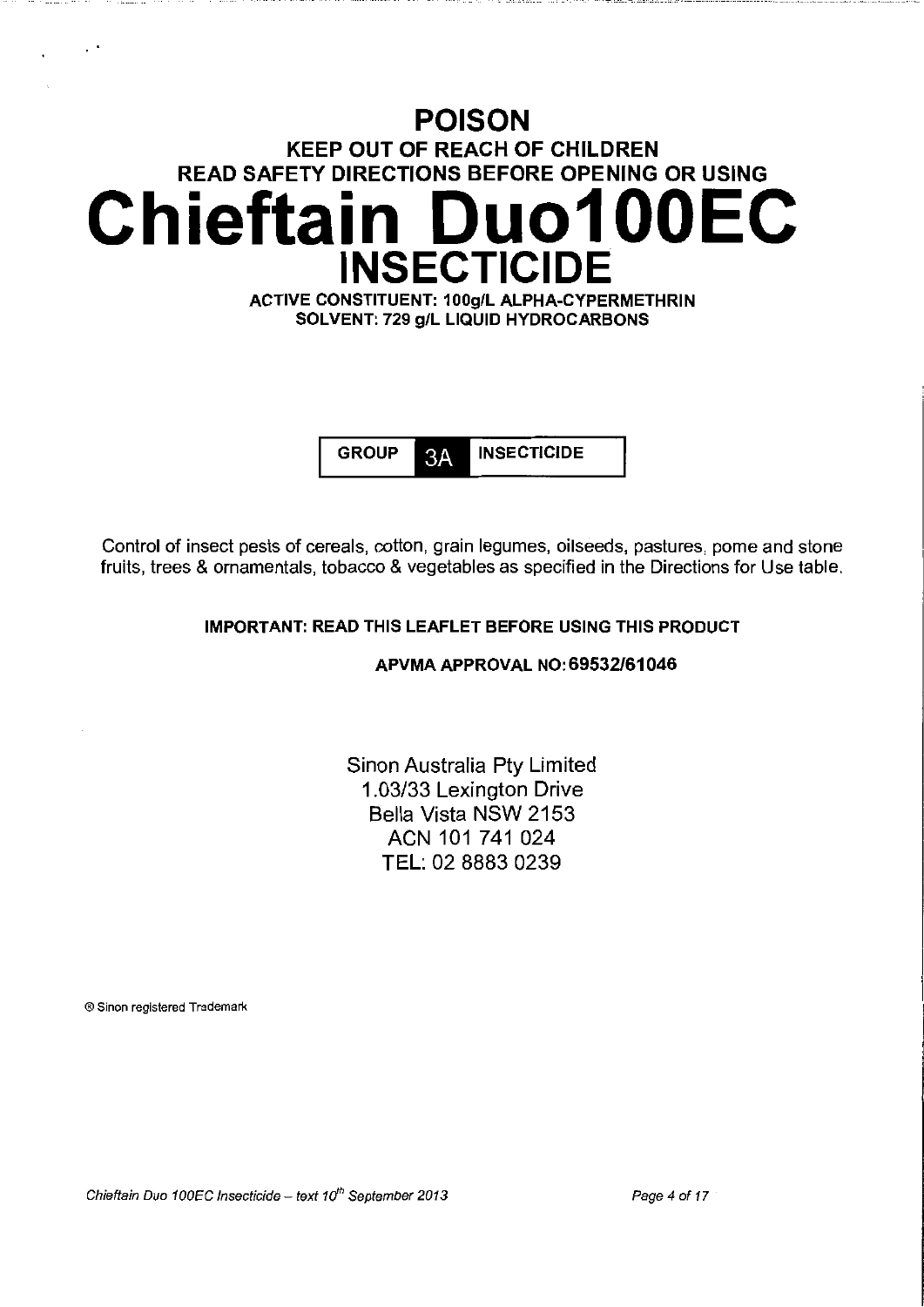# POISON

## KEEP OUT OF REACH OF CHILDREN

## READ SAFETY DIRECTIONS BEFORE OPENING OR USING

# Chieftain Duo100EC

# INSECTICIDE

**ACTIVE CONSTITUENT: 100g/L ALPHA-CYPERMETHRIN**
**SOLVENT: 729 g/L LIQUID HYDROCARBONS**

| GROUP | 3A | INSECTICIDE |
|---|---|---|

Control of insect pests of cereals, cotton, grain legumes, oilseeds, pastures, pome and stone fruits, trees & ornamentals, tobacco & vegetables as specified in the Directions for Use table.

**IMPORTANT: READ THIS LEAFLET BEFORE USING THIS PRODUCT**

**APVMA APPROVAL NO: 69532/61046**

Sinon Australia Pty Limited
1.03/33 Lexington Drive
Bella Vista NSW 2153
ACN 101 741 024
TEL: 02 8883 0239

® Sinon registered Trademark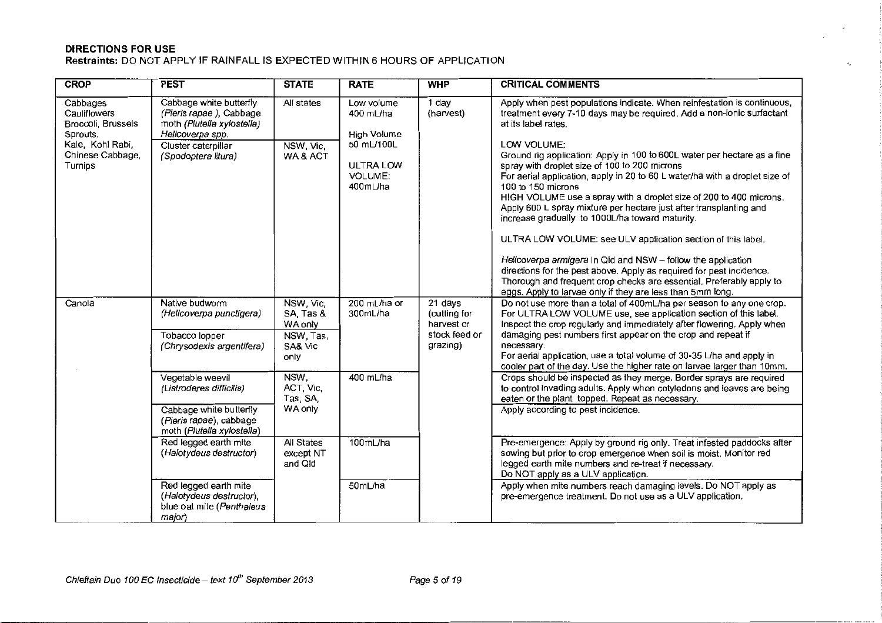**DIRECTIONS FOR USE**

**Restraints:** DO NOT APPLY IF RAINFALL IS EXPECTED WITHIN 6 HOURS OF APPLICATION

| CROP | PEST | STATE | RATE | WHP | CRITICAL COMMENTS |
|---|---|---|---|---|---|
| Cabbages Cauliflowers Broccoli, Brussels Sprouts, Kale, Kohl Rabi, Chinese Cabbage, Turnips | Cabbage white butterfly (*Pieris rapae* ), Cabbage moth (*Plutella xylostella*) *Helicoverpa spp.* | All states | Low volume 400 mL/ha<br><br>High Volume 50 mL/100L<br><br>ULTRA LOW VOLUME: 400mL/ha | 1 day (harvest) | Apply when pest populations indicate. When reinfestation is continuous, treatment every 7-10 days may be required. Add a non-ionic surfactant at its label rates.<br><br>LOW VOLUME:<br>Ground rig application: Apply in 100 to 600L water per hectare as a fine spray with droplet size of 100 to 200 microns<br>For aerial application, apply in 20 to 60 L water/ha with a droplet size of 100 to 150 microns<br>HIGH VOLUME use a spray with a droplet size of 200 to 400 microns. Apply 600 L spray mixture per hectare just after transplanting and increase gradually to 1000L/ha toward maturity.<br><br>ULTRA LOW VOLUME: see ULV application section of this label.<br><br>*Helicoverpa armigera* In Qld and NSW – follow the application directions for the pest above. Apply as required for pest incidence. Thorough and frequent crop checks are essential. Preferably apply to eggs. Apply to larvae only if they are less than 5mm long. |
| | Cluster caterpillar (*Spodoptera litura*) | NSW, Vic, WA & ACT | | | |
| Canola | Native budworm (*Helicoverpa punctigera*) | NSW, Vic, SA, Tas & WA only | 200 mL/ha or 300mL/ha | 21 days (cutting for harvest or stock feed or grazing) | Do not use more than a total of 400mL/ha per season to any one crop. For ULTRA LOW VOLUME use, see application section of this label. Inspect the crop regularly and immediately after flowering. Apply when damaging pest numbers first appear on the crop and repeat if necessary.<br>For aerial application, use a total volume of 30-35 L/ha and apply in cooler part of the day. Use the higher rate on larvae larger than 10mm. |
| | Tobacco lopper (*Chrysodexis argentifera*) | NSW, Tas, SA& Vic only | | | |
| | Vegetable weevil (*Listroderes difficilis*) | NSW, ACT, Vic, Tas, SA, WA only | 400 mL/ha | | Crops should be inspected as they merge. Border sprays are required to control invading adults. Apply when cotyledons and leaves are being eaten or the plant topped. Repeat as necessary. |
| | Cabbage white butterfly (*Pieris rapae*), cabbage moth (*Plutella xylostella*) | | | | Apply according to pest incidence. |
| | Red legged earth mite (*Halotydeus destructor*) | All States except NT and Qld | 100mL/ha | | Pre-emergence: Apply by ground rig only. Treat infested paddocks after sowing but prior to crop emergence when soil is moist. Monitor red legged earth mite numbers and re-treat if necessary.<br>Do NOT apply as a ULV application. |
| | Red legged earth mite (*Halotydeus destructor*), blue oat mite (*Penthaleus major*) | | 50mL/ha | | Apply when mite numbers reach damaging levels. Do NOT apply as pre-emergence treatment. Do not use as a ULV application. |

*Chieftain Duo 100 EC Insecticide – text 10th September 2013*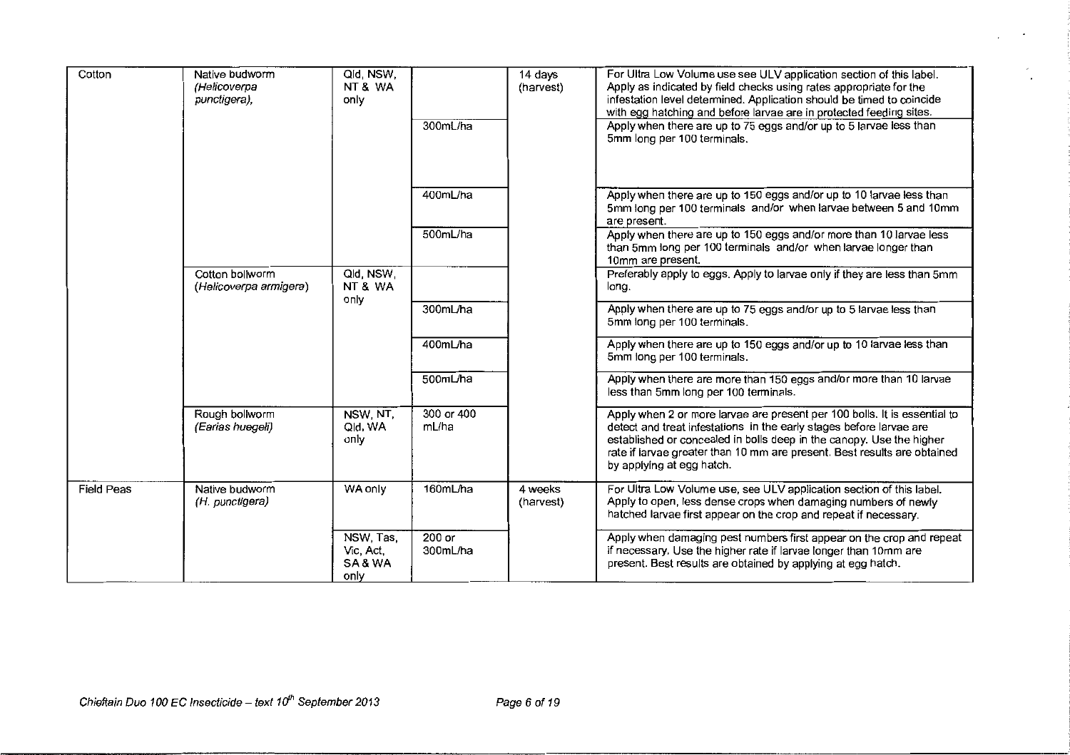| Cotton | Native budworm (*Helicoverpa punctigera*), | Qld, NSW, NT & WA only | | 14 days (harvest) | For Ultra Low Volume use see ULV application section of this label. Apply as indicated by field checks using rates appropriate for the infestation level determined. Application should be timed to coincide with egg hatching and before larvae are in protected feeding sites. |
|---|---|---|---|---|---|
| | | | 300mL/ha | | Apply when there are up to 75 eggs and/or up to 5 larvae less than 5mm long per 100 terminals. |
| | | | 400mL/ha | | Apply when there are up to 150 eggs and/or up to 10 larvae less than 5mm long per 100 terminals and/or when larvae between 5 and 10mm are present. |
| | | | 500mL/ha | | Apply when there are up to 150 eggs and/or more than 10 larvae less than 5mm long per 100 terminals and/or when larvae longer than 10mm are present. |
| | Cotton bollworm (*Helicoverpa armigera*) | Qld, NSW, NT & WA only | | | Preferably apply to eggs. Apply to larvae only if they are less than 5mm long. |
| | | | 300mL/ha | | Apply when there are up to 75 eggs and/or up to 5 larvae less than 5mm long per 100 terminals. |
| | | | 400mL/ha | | Apply when there are up to 150 eggs and/or up to 10 larvae less than 5mm long per 100 terminals. |
| | | | 500mL/ha | | Apply when there are more than 150 eggs and/or more than 10 larvae less than 5mm long per 100 terminals. |
| | Rough bollworm (*Earias huegeli*) | NSW, NT, Qld, WA only | 300 or 400 mL/ha | | Apply when 2 or more larvae are present per 100 bolls. It is essential to detect and treat infestations in the early stages before larvae are established or concealed in bolls deep in the canopy. Use the higher rate if larvae greater than 10 mm are present. Best results are obtained by applying at egg hatch. |
| Field Peas | Native budworm (*H. punctigera*) | WA only | 160mL/ha | 4 weeks (harvest) | For Ultra Low Volume use, see ULV application section of this label. Apply to open, less dense crops when damaging numbers of newly hatched larvae first appear on the crop and repeat if necessary. |
| | | NSW, Tas, Vic, Act, SA & WA only | 200 or 300mL/ha | | Apply when damaging pest numbers first appear on the crop and repeat if necessary. Use the higher rate if larvae longer than 10mm are present. Best results are obtained by applying at egg hatch. |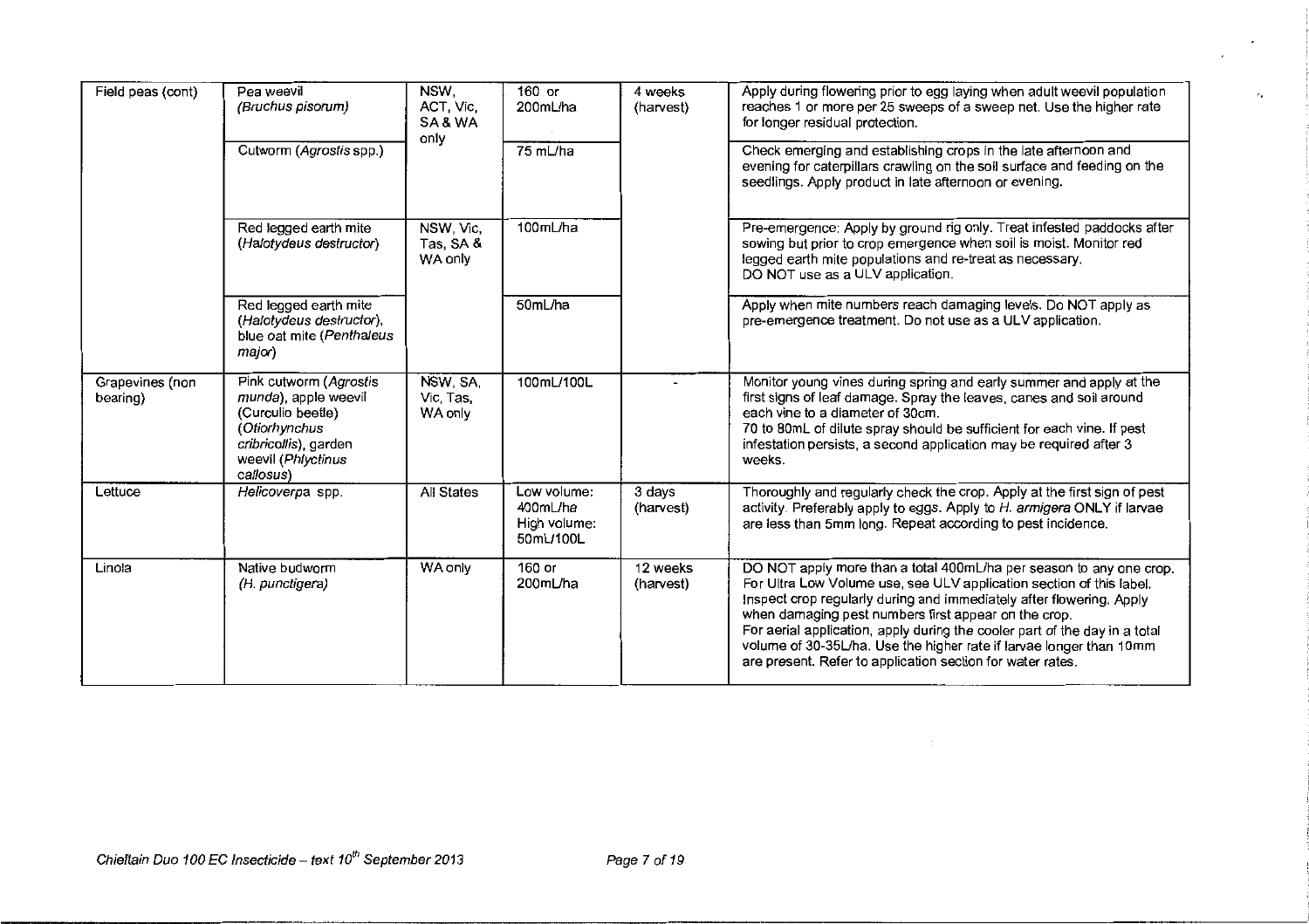| | | | | | |
|---|---|---|---|---|---|
| Field peas (cont) | Pea weevil *(Bruchus pisorum)* | NSW, ACT, Vic, SA & WA only | 160 or 200mL/ha | 4 weeks (harvest) | Apply during flowering prior to egg laying when adult weevil population reaches 1 or more per 25 sweeps of a sweep net. Use the higher rate for longer residual protection. |
| | Cutworm (*Agrostis* spp.) | | 75 mL/ha | | Check emerging and establishing crops in the late afternoon and evening for caterpillars crawling on the soil surface and feeding on the seedlings. Apply product in late afternoon or evening. |
| | Red legged earth mite (*Halotydeus destructor*) | NSW, Vic, Tas, SA & WA only | 100mL/ha | | Pre-emergence: Apply by ground rig only. Treat infested paddocks after sowing but prior to crop emergence when soil is moist. Monitor red legged earth mite populations and re-treat as necessary. DO NOT use as a ULV application. |
| | Red legged earth mite (*Halotydeus destructor*), blue oat mite (*Penthaleus major*) | | 50mL/ha | | Apply when mite numbers reach damaging levels. Do NOT apply as pre-emergence treatment. Do not use as a ULV application. |
| Grapevines (non bearing) | Pink cutworm (*Agrostis munda*), apple weevil (Curculio beetle) (*Otiorhynchus cribricollis*), garden weevil (*Phlyctinus callosus*) | NSW, SA, Vic, Tas, WA only | 100mL/100L | - | Monitor young vines during spring and early summer and apply at the first signs of leaf damage. Spray the leaves, canes and soil around each vine to a diameter of 30cm. 70 to 80mL of dilute spray should be sufficient for each vine. If pest infestation persists, a second application may be required after 3 weeks. |
| Lettuce | *Helicoverpa* spp. | All States | Low volume: 400mL/ha High volume: 50mL/100L | 3 days (harvest) | Thoroughly and regularly check the crop. Apply at the first sign of pest activity. Preferably apply to eggs. Apply to *H. armigera* ONLY if larvae are less than 5mm long. Repeat according to pest incidence. |
| Linola | Native budworm (*H. punctigera)* | WA only | 160 or 200mL/ha | 12 weeks (harvest) | DO NOT apply more than a total 400mL/ha per season to any one crop. For Ultra Low Volume use, see ULV application section of this label. Inspect crop regularly during and immediately after flowering. Apply when damaging pest numbers first appear on the crop. For aerial application, apply during the cooler part of the day in a total volume of 30-35L/ha. Use the higher rate if larvae longer than 10mm are present. Refer to application section for water rates. |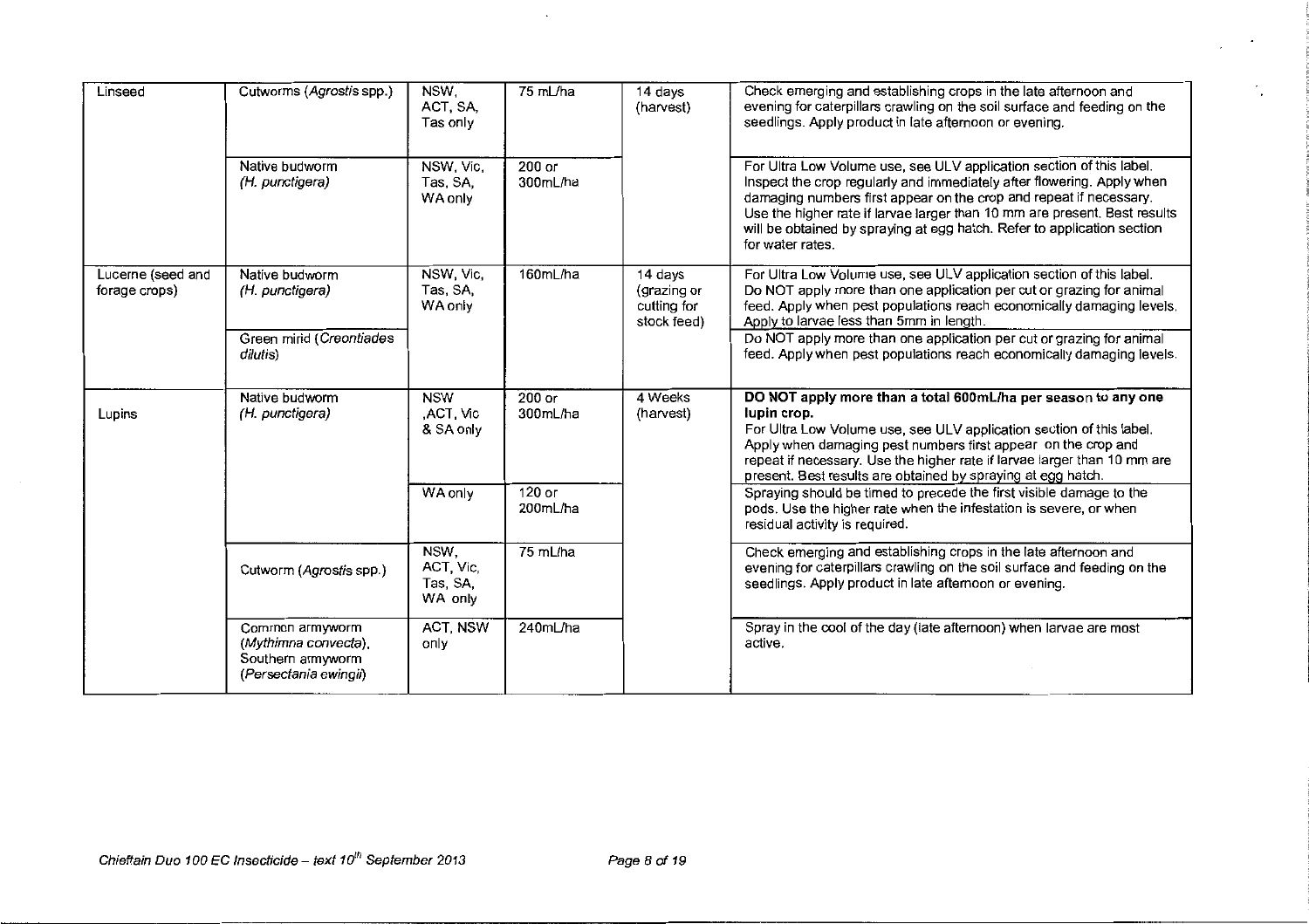| Linseed | Cutworms (*Agrostis* spp.) | NSW, ACT, SA, Tas only | 75 mL/ha | 14 days (harvest) | Check emerging and establishing crops in the late afternoon and evening for caterpillars crawling on the soil surface and feeding on the seedlings. Apply product in late afternoon or evening. |
|---|---|---|---|---|---|
| | Native budworm (*H. punctigera*) | NSW, Vic, Tas, SA, WA only | 200 or 300mL/ha | | For Ultra Low Volume use, see ULV application section of this label. Inspect the crop regularly and immediately after flowering. Apply when damaging numbers first appear on the crop and repeat if necessary. Use the higher rate if larvae larger than 10 mm are present. Best results will be obtained by spraying at egg hatch. Refer to application section for water rates. |
| Lucerne (seed and forage crops) | Native budworm (*H. punctigera*) | NSW, Vic, Tas, SA, WA only | 160mL/ha | 14 days (grazing or cutting for stock feed) | For Ultra Low Volume use, see ULV application section of this label. Do NOT apply more than one application per cut or grazing for animal feed. Apply when pest populations reach economically damaging levels. Apply to larvae less than 5mm in length. |
| | Green mirid (*Creontiades dilutis*) | | | | Do NOT apply more than one application per cut or grazing for animal feed. Apply when pest populations reach economically damaging levels. |
| Lupins | Native budworm (*H. punctigera*) | NSW ,ACT, Vic & SA only | 200 or 300mL/ha | 4 Weeks (harvest) | **DO NOT apply more than a total 600mL/ha per season to any one lupin crop.** For Ultra Low Volume use, see ULV application section of this label. Apply when damaging pest numbers first appear on the crop and repeat if necessary. Use the higher rate if larvae larger than 10 mm are present. Best results are obtained by spraying at egg hatch. |
| | | WA only | 120 or 200mL/ha | | Spraying should be timed to precede the first visible damage to the pods. Use the higher rate when the infestation is severe, or when residual activity is required. |
| | Cutworm (*Agrostis* spp.) | NSW, ACT, Vic, Tas, SA, WA only | 75 mL/ha | | Check emerging and establishing crops in the late afternoon and evening for caterpillars crawling on the soil surface and feeding on the seedlings. Apply product in late afternoon or evening. |
| | Common armyworm (*Mythimna convecta*), Southern armyworm (*Persectania ewingii*) | ACT, NSW only | 240mL/ha | | Spray in the cool of the day (late afternoon) when larvae are most active. |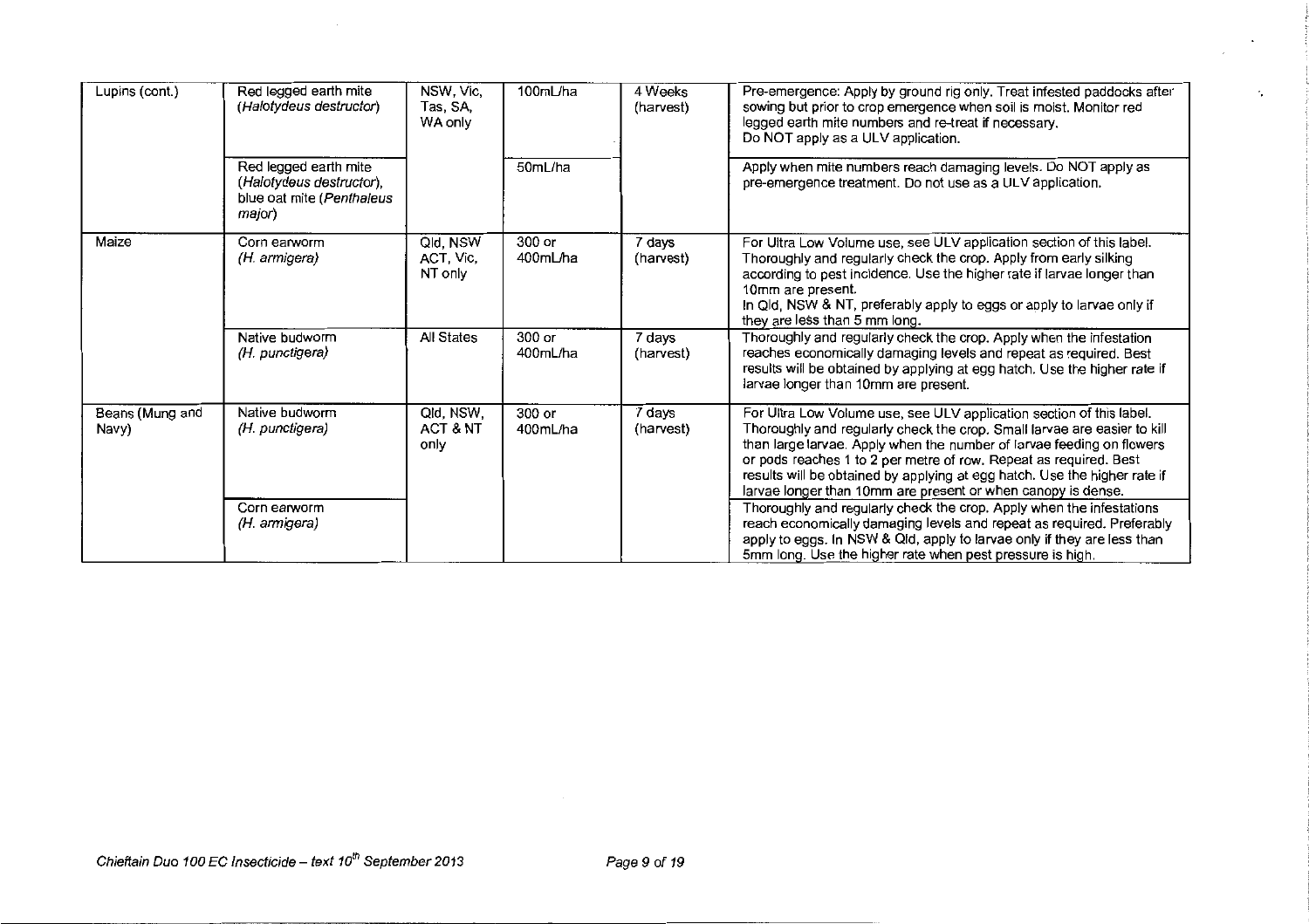| Lupins (cont.) | Red legged earth mite (*Halotydeus destructor*) | NSW, Vic, Tas, SA, WA only | 100mL/ha | 4 Weeks (harvest) | Pre-emergence: Apply by ground rig only. Treat infested paddocks after sowing but prior to crop emergence when soil is moist. Monitor red legged earth mite numbers and re-treat if necessary. Do NOT apply as a ULV application. |
|---|---|---|---|---|---|
| | Red legged earth mite (*Halotydeus destructor*), blue oat mite (*Penthaleus major*) | | 50mL/ha | | Apply when mite numbers reach damaging levels. Do NOT apply as pre-emergence treatment. Do not use as a ULV application. |
| Maize | Corn earworm (*H. armigera*) | Qld, NSW ACT, Vic, NT only | 300 or 400mL/ha | 7 days (harvest) | For Ultra Low Volume use, see ULV application section of this label. Thoroughly and regularly check the crop. Apply from early silking according to pest incidence. Use the higher rate if larvae longer than 10mm are present. In Qld, NSW & NT, preferably apply to eggs or apply to larvae only if they are less than 5 mm long. |
| | Native budworm (*H. punctigera*) | All States | 300 or 400mL/ha | 7 days (harvest) | Thoroughly and regularly check the crop. Apply when the infestation reaches economically damaging levels and repeat as required. Best results will be obtained by applying at egg hatch. Use the higher rate if larvae longer than 10mm are present. |
| Beans (Mung and Navy) | Native budworm (*H. punctigera*) | Qld, NSW, ACT & NT only | 300 or 400mL/ha | 7 days (harvest) | For Ultra Low Volume use, see ULV application section of this label. Thoroughly and regularly check the crop. Small larvae are easier to kill than large larvae. Apply when the number of larvae feeding on flowers or pods reaches 1 to 2 per metre of row. Repeat as required. Best results will be obtained by applying at egg hatch. Use the higher rate if larvae longer than 10mm are present or when canopy is dense. |
| | Corn earworm (*H. armigera*) | | | | Thoroughly and regularly check the crop. Apply when the infestations reach economically damaging levels and repeat as required. Preferably apply to eggs. In NSW & Qld, apply to larvae only if they are less than 5mm long. Use the higher rate when pest pressure is high. |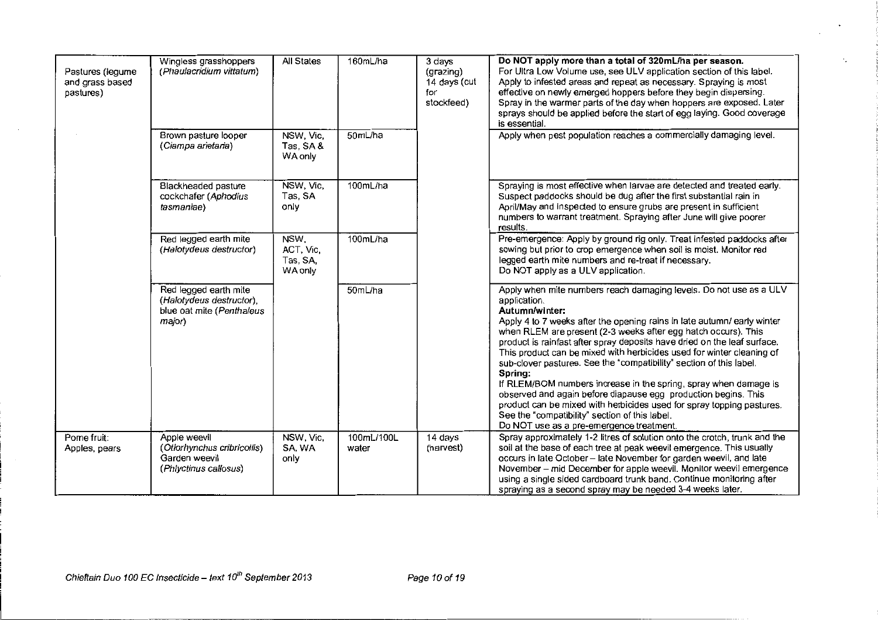| | | | | | |
|---|---|---|---|---|---|
| Pastures (legume and grass based pastures) | Wingless grasshoppers (*Phaulacridium vittatum*) | All States | 160mL/ha | 3 days (grazing) 14 days (cut for stockfeed) | **Do NOT apply more than a total of 320mL/ha per season.** For Ultra Low Volume use, see ULV application section of this label. Apply to infested areas and repeat as necessary. Spraying is most effective on newly emerged hoppers before they begin dispersing. Spray in the warmer parts of the day when hoppers are exposed. Later sprays should be applied before the start of egg laying. Good coverage is essential. |
| | Brown pasture looper (*Ciampa arietaria*) | NSW, Vic, Tas, SA & WA only | 50mL/ha | | Apply when pest population reaches a commercially damaging level. |
| | Blackheaded pasture cockchafer (*Aphodius tasmaniae*) | NSW, Vic, Tas, SA only | 100mL/ha | | Spraying is most effective when larvae are detected and treated early. Suspect paddocks should be dug after the first substantial rain in April/May and inspected to ensure grubs are present in sufficient numbers to warrant treatment. Spraying after June will give poorer results. |
| | Red legged earth mite (*Halotydeus destructor*) | NSW, ACT, Vic, Tas, SA, WA only | 100mL/ha | | Pre-emergence: Apply by ground rig only. Treat infested paddocks after sowing but prior to crop emergence when soil is moist. Monitor red legged earth mite numbers and re-treat if necessary. Do NOT apply as a ULV application. |
| | Red legged earth mite (*Halotydeus destructor*), blue oat mite (*Penthaleus major*) | | 50mL/ha | | Apply when mite numbers reach damaging levels. Do not use as a ULV application. **Autumn/winter:** Apply 4 to 7 weeks after the opening rains in late autumn/ early winter when RLEM are present (2-3 weeks after egg hatch occurs). This product is rainfast after spray deposits have dried on the leaf surface. This product can be mixed with herbicides used for winter cleaning of sub-clover pastures. See the "compatibility" section of this label. **Spring:** If RLEM/BOM numbers increase in the spring, spray when damage is observed and again before diapause egg production begins. This product can be mixed with herbicides used for spray topping pastures. See the "compatibility" section of this label. Do NOT use as a pre-emergence treatment. |
| Pome fruit: Apples, pears | Apple weevil (*Otiorhynchus cribricollis*) Garden weevil (*Phlyctinus callosus*) | NSW, Vic, SA, WA only | 100mL/100L water | 14 days (harvest) | Spray approximately 1-2 litres of solution onto the crotch, trunk and the soil at the base of each tree at peak weevil emergence. This usually occurs in late October – late November for garden weevil, and late November – mid December for apple weevil. Monitor weevil emergence using a single sided cardboard trunk band. Continue monitoring after spraying as a second spray may be needed 3-4 weeks later. |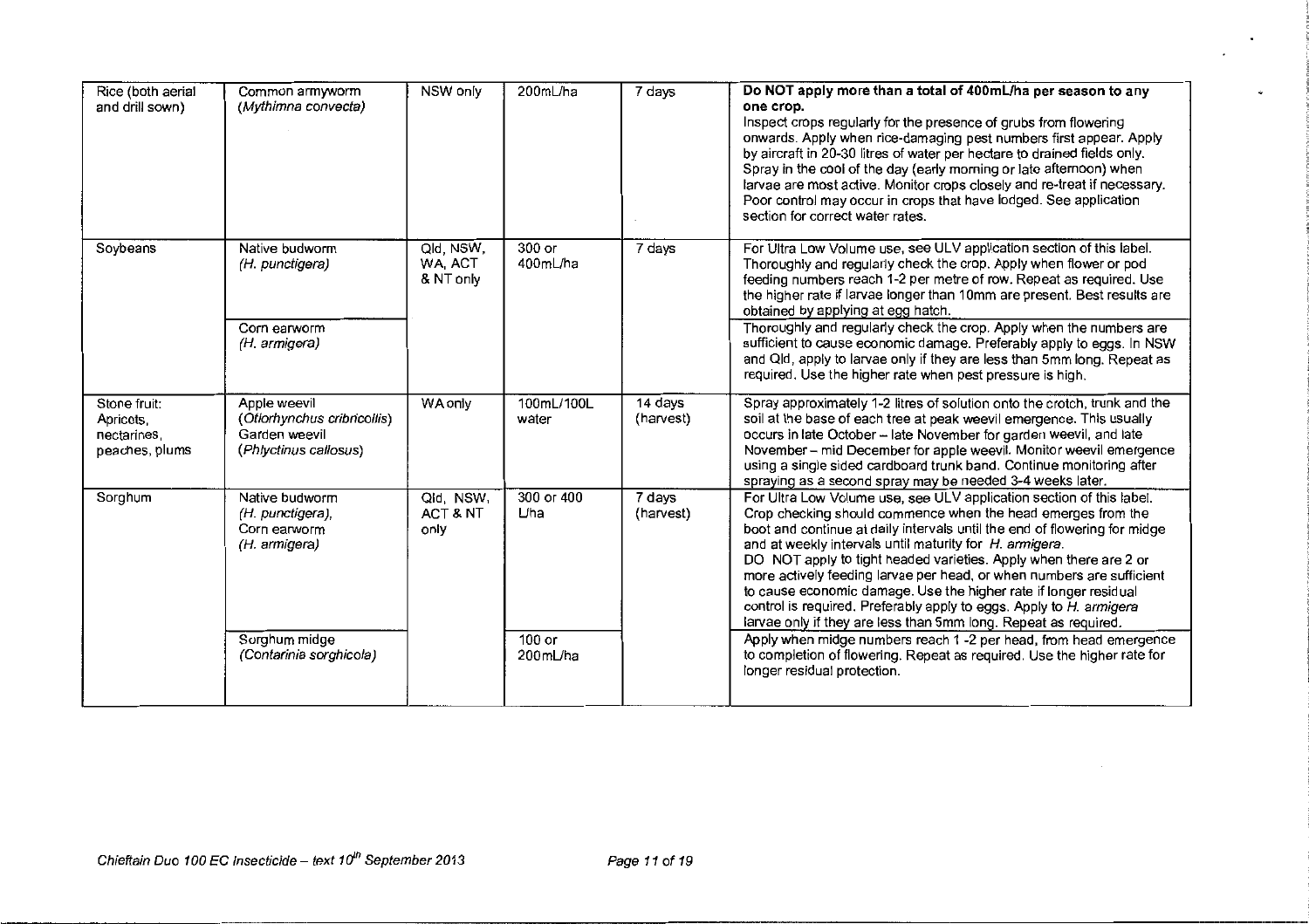| Rice (both aerial and drill sown) | Common armyworm (*Mythimna convecta*) | NSW only | 200mL/ha | 7 days | **Do NOT apply more than a total of 400mL/ha per season to any one crop.** Inspect crops regularly for the presence of grubs from flowering onwards. Apply when rice-damaging pest numbers first appear. Apply by aircraft in 20-30 litres of water per hectare to drained fields only. Spray in the cool of the day (early morning or late afternoon) when larvae are most active. Monitor crops closely and re-treat if necessary. Poor control may occur in crops that have lodged. See application section for correct water rates. |
|---|---|---|---|---|---|
| Soybeans | Native budworm (*H. punctigera*) | Qld, NSW, WA, ACT & NT only | 300 or 400mL/ha | 7 days | For Ultra Low Volume use, see ULV application section of this label. Thoroughly and regularly check the crop. Apply when flower or pod feeding numbers reach 1-2 per metre of row. Repeat as required. Use the higher rate if larvae longer than 10mm are present. Best results are obtained by applying at egg hatch. |
| | Corn earworm (*H. armigera*) | | | | Thoroughly and regularly check the crop. Apply when the numbers are sufficient to cause economic damage. Preferably apply to eggs. In NSW and Qld, apply to larvae only if they are less than 5mm long. Repeat as required. Use the higher rate when pest pressure is high. |
| Stone fruit: Apricots, nectarines, peaches, plums | Apple weevil (*Otiorhynchus cribricollis*) Garden weevil (*Phlyctinus callosus*) | WA only | 100mL/100L water | 14 days (harvest) | Spray approximately 1-2 litres of solution onto the crotch, trunk and the soil at the base of each tree at peak weevil emergence. This usually occurs in late October – late November for garden weevil, and late November – mid December for apple weevil. Monitor weevil emergence using a single sided cardboard trunk band. Continue monitoring after spraying as a second spray may be needed 3-4 weeks later. |
| Sorghum | Native budworm (*H. punctigera*), Corn earworm (*H. armigera*) | Qld, NSW, ACT & NT only | 300 or 400 L/ha | 7 days (harvest) | For Ultra Low Volume use, see ULV application section of this label. Crop checking should commence when the head emerges from the boot and continue at daily intervals until the end of flowering for midge and at weekly intervals until maturity for *H. armigera*. DO NOT apply to tight headed varieties. Apply when there are 2 or more actively feeding larvae per head, or when numbers are sufficient to cause economic damage. Use the higher rate if longer residual control is required. Preferably apply to eggs. Apply to *H. armigera* larvae only if they are less than 5mm long. Repeat as required. |
| | Sorghum midge (*Contarinia sorghicola*) | | 100 or 200mL/ha | | Apply when midge numbers reach 1 -2 per head, from head emergence to completion of flowering. Repeat as required. Use the higher rate for longer residual protection. |

*Chieftain Duo 100 EC Insecticide – text 10th September 2013*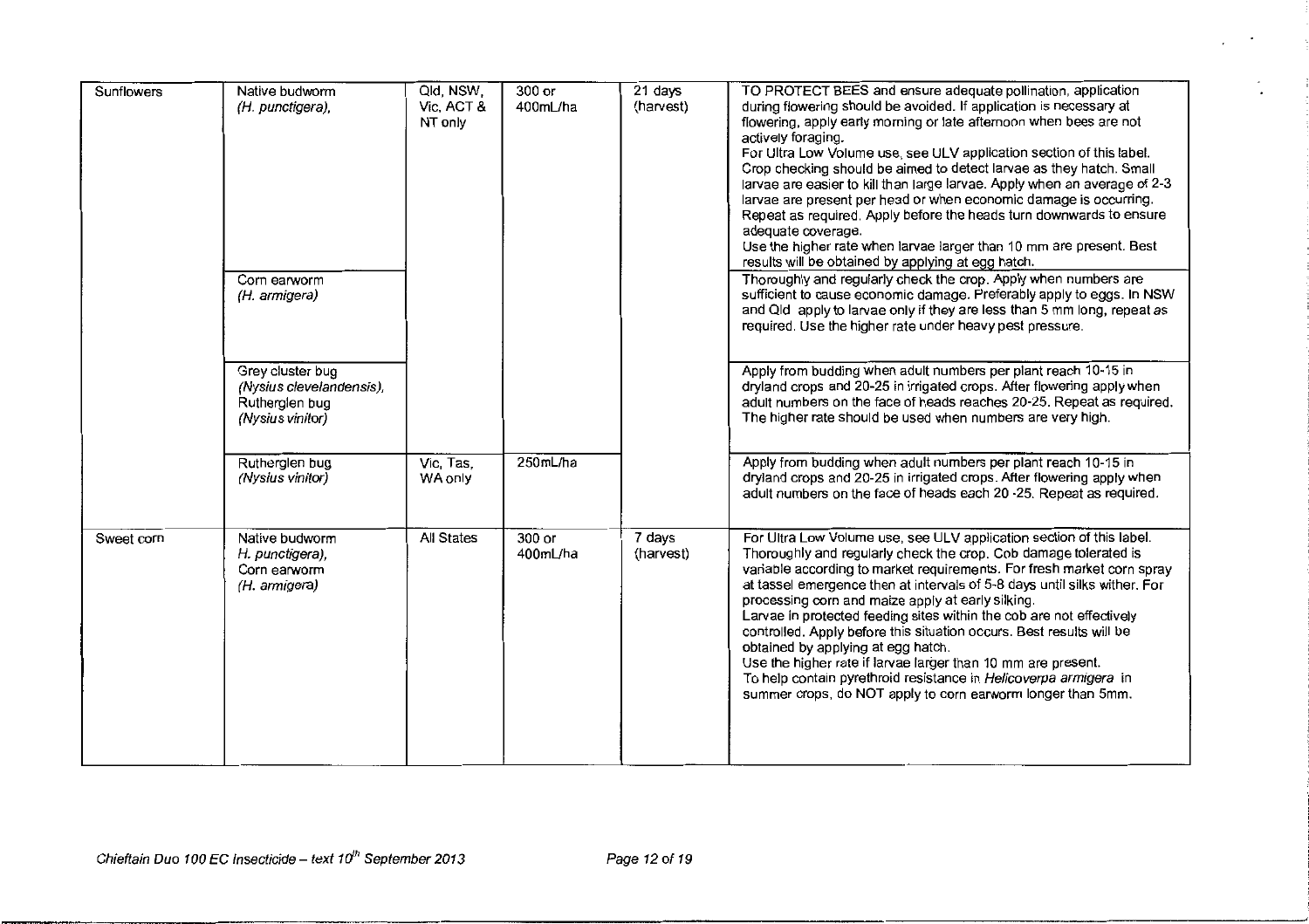| Sunflowers | Native budworm *(H. punctigera)*, | Qld, NSW, Vic, ACT & NT only | 300 or 400mL/ha | 21 days (harvest) | TO PROTECT BEES and ensure adequate pollination, application during flowering should be avoided. If application is necessary at flowering, apply early morning or late afternoon when bees are not actively foraging. For Ultra Low Volume use, see ULV application section of this label. Crop checking should be aimed to detect larvae as they hatch. Small larvae are easier to kill than large larvae. Apply when an average of 2-3 larvae are present per head or when economic damage is occurring. Repeat as required. Apply before the heads turn downwards to ensure adequate coverage. Use the higher rate when larvae larger than 10 mm are present. Best results will be obtained by applying at egg hatch. |
|---|---|---|---|---|---|
| | Corn earworm *(H. armigera)* | | | | Thoroughly and regularly check the crop. Apply when numbers are sufficient to cause economic damage. Preferably apply to eggs. In NSW and Qld apply to larvae only if they are less than 5 mm long, repeat as required. Use the higher rate under heavy pest pressure. |
| | Grey cluster bug *(Nysius clevelandensis)*, Rutherglen bug *(Nysius vinitor)* | | | | Apply from budding when adult numbers per plant reach 10-15 in dryland crops and 20-25 in irrigated crops. After flowering apply when adult numbers on the face of heads reaches 20-25. Repeat as required. The higher rate should be used when numbers are very high. |
| | Rutherglen bug *(Nysius vinitor)* | Vic, Tas, WA only | 250mL/ha | | Apply from budding when adult numbers per plant reach 10-15 in dryland crops and 20-25 in irrigated crops. After flowering apply when adult numbers on the face of heads each 20 -25. Repeat as required. |
| Sweet corn | Native budworm *H. punctigera)*, Corn earworm *(H. armigera)* | All States | 300 or 400mL/ha | 7 days (harvest) | For Ultra Low Volume use, see ULV application section of this label. Thoroughly and regularly check the crop. Cob damage tolerated is variable according to market requirements. For fresh market corn spray at tassel emergence then at intervals of 5-8 days until silks wither. For processing corn and maize apply at early silking. Larvae in protected feeding sites within the cob are not effectively controlled. Apply before this situation occurs. Best results will be obtained by applying at egg hatch. Use the higher rate if larvae larger than 10 mm are present. To help contain pyrethroid resistance in *Helicoverpa armigera* in summer crops, do NOT apply to corn earworm longer than 5mm. |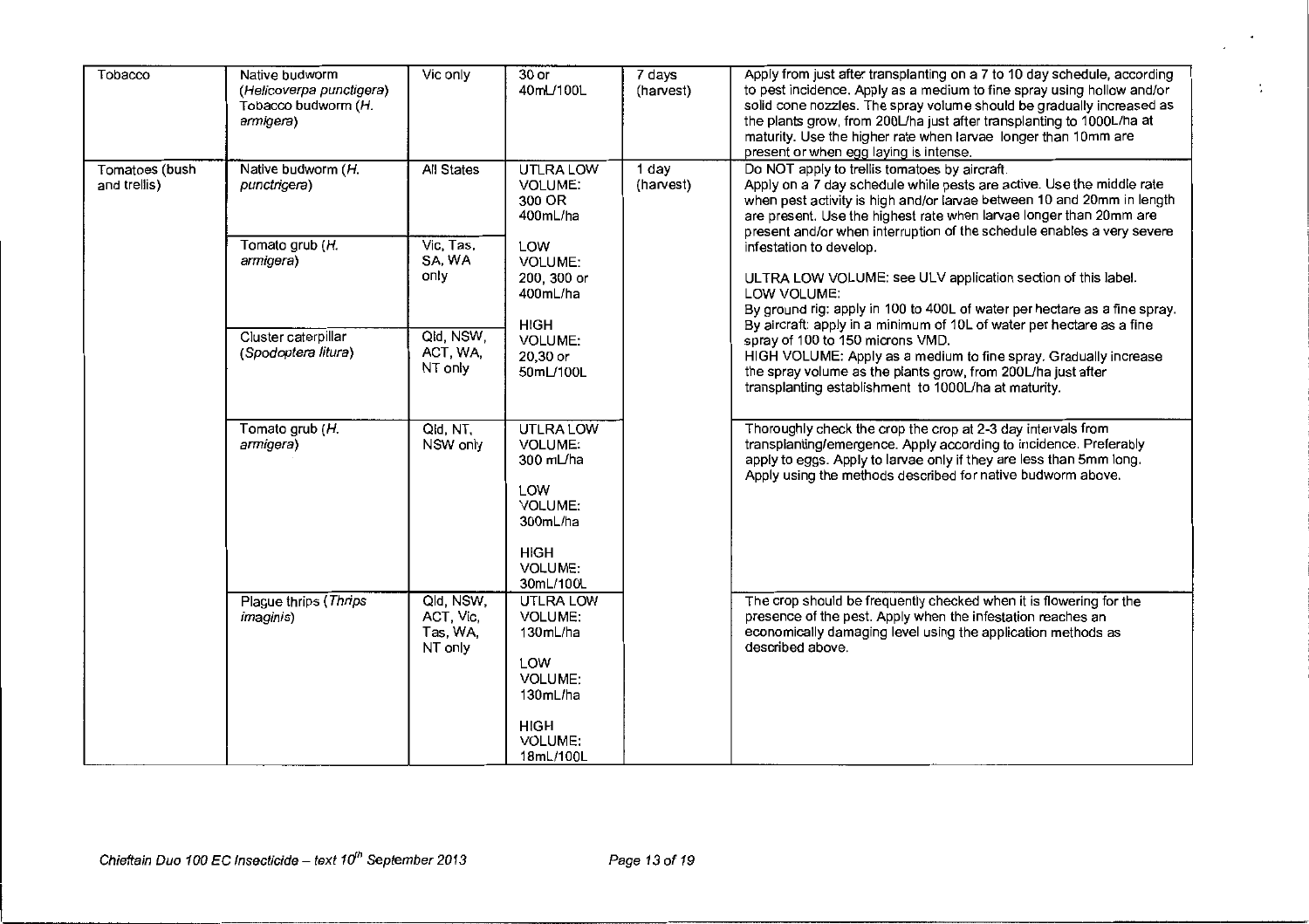| Tobacco | Native budworm (*Helicoverpa punctigera*) Tobacco budworm (*H. armigera*) | Vic only | 30 or 40mL/100L | 7 days (harvest) | Apply from just after transplanting on a 7 to 10 day schedule, according to pest incidence. Apply as a medium to fine spray using hollow and/or solid cone nozzles. The spray volume should be gradually increased as the plants grow, from 200L/ha just after transplanting to 1000L/ha at maturity. Use the higher rate when larvae longer than 10mm are present or when egg laying is intense. |
|---|---|---|---|---|---|
| Tomatoes (bush and trellis) | Native budworm (*H. punctrigera*) | All States | UTLRA LOW VOLUME: 300 OR 400mL/ha<br><br>LOW VOLUME: 200, 300 or 400mL/ha<br><br>HIGH VOLUME: 20,30 or 50mL/100L | 1 day (harvest) | Do NOT apply to trellis tomatoes by aircraft.<br>Apply on a 7 day schedule while pests are active. Use the middle rate when pest activity is high and/or larvae between 10 and 20mm in length are present. Use the highest rate when larvae longer than 20mm are present and/or when interruption of the schedule enables a very severe infestation to develop.<br><br>ULTRA LOW VOLUME: see ULV application section of this label.<br>LOW VOLUME:<br>By ground rig: apply in 100 to 400L of water per hectare as a fine spray.<br>By aircraft: apply in a minimum of 10L of water per hectare as a fine spray of 100 to 150 microns VMD.<br>HIGH VOLUME: Apply as a medium to fine spray. Gradually increase the spray volume as the plants grow, from 200L/ha just after transplanting establishment to 1000L/ha at maturity. |
| | Tomato grub (*H. armigera*) | Vic, Tas, SA, WA only | | | |
| | Cluster caterpillar (*Spodoptera litura*) | Qld, NSW, ACT, WA, NT only | | | |
| | Tomato grub (*H. armigera*) | Qld, NT, NSW only | UTLRA LOW VOLUME: 300 mL/ha<br><br>LOW VOLUME: 300mL/ha<br><br>HIGH VOLUME: 30mL/100L | | Thoroughly check the crop the crop at 2-3 day intervals from transplanting/emergence. Apply according to incidence. Preferably apply to eggs. Apply to larvae only if they are less than 5mm long. Apply using the methods described for native budworm above. |
| | Plague thrips (*Thrips imaginis*) | Qld, NSW, ACT, Vic, Tas, WA, NT only | UTLRA LOW VOLUME: 130mL/ha<br><br>LOW VOLUME: 130mL/ha<br><br>HIGH VOLUME: 18mL/100L | | The crop should be frequently checked when it is flowering for the presence of the pest. Apply when the infestation reaches an economically damaging level using the application methods as described above. |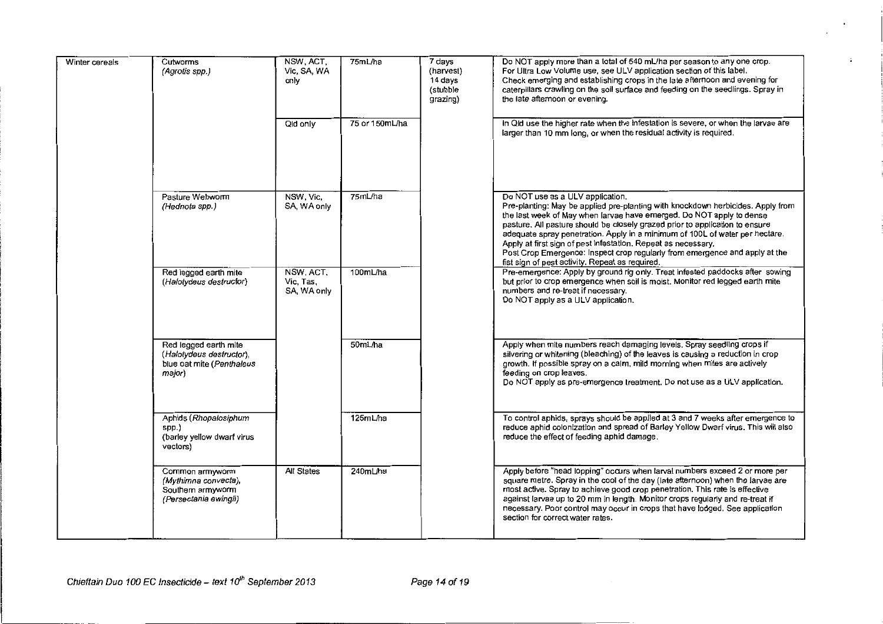| Winter cereals | Cutworms *(Agrotis spp.)* | NSW, ACT, Vic, SA, WA only | 75mL/ha | 7 days (harvest) 14 days (stubble grazing) | Do NOT apply more than a total of 540 mL/ha per season to any one crop. For Ultra Low Volume use, see ULV application section of this label. Check emerging and establishing crops in the late afternoon and evening for caterpillars crawling on the soil surface and feeding on the seedlings. Spray in the late afternoon or evening. |
|---|---|---|---|---|---|
| | | Qld only | 75 or 150mL/ha | | In Qld use the higher rate when the infestation is severe, or when the larvae are larger than 10 mm long, or when the residual activity is required. |
| | Pasture Webworm *(Hednota spp.)* | NSW, Vic, SA, WA only | 75mL/ha | | Do NOT use as a ULV application. Pre-planting: May be applied pre-planting with knockdown herbicides. Apply from the last week of May when larvae have emerged. Do NOT apply to dense pasture. All pasture should be closely grazed prior to application to ensure adequate spray penetration. Apply in a minimum of 100L of water per hectare. Apply at first sign of pest infestation. Repeat as necessary. Post Crop Emergence: Inspect crop regularly from emergence and apply at the fist sign of pest activity. Repeat as required. |
| | Red legged earth mite *(Halotydeus destructor)* | NSW, ACT, Vic, Tas, SA, WA only | 100mL/ha | | Pre-emergence: Apply by ground rig only. Treat infested paddocks after sowing but prior to crop emergence when soil is moist. Monitor red legged earth mite numbers and re-treat if necessary. Do NOT apply as a ULV application. |
| | Red legged earth mite *(Halotydeus destructor)*, blue oat mite *(Penthaleus major)* | | 50mL/ha | | Apply when mite numbers reach damaging levels. Spray seedling crops if silvering or whitening (bleaching) of the leaves is causing a reduction in crop growth. If possible spray on a calm, mild morning when mites are actively feeding on crop leaves. Do NOT apply as pre-emergence treatment. Do not use as a ULV application. |
| | Aphids *(Rhopalosiphum spp.)* (barley yellow dwarf virus vectors) | | 125mL/ha | | To control aphids, sprays should be applied at 3 and 7 weeks after emergence to reduce aphid colonization and spread of Barley Yellow Dwarf virus. This will also reduce the effect of feeding aphid damage. |
| | Common armyworm *(Mythimna convecta)*, Southern armyworm *(Persectania ewingii)* | All States | 240mL/ha | | Apply before "head lopping" occurs when larval numbers exceed 2 or more per square metre. Spray in the cool of the day (late afternoon) when the larvae are most active. Spray to achieve good crop penetration. This rate is effective against larvae up to 20 mm in length. Monitor crops regularly and re-treat if necessary. Poor control may occur in crops that have lodged. See application section for correct water rates. |

*Chieftain Duo 100 EC Insecticide – text 10th September 2013*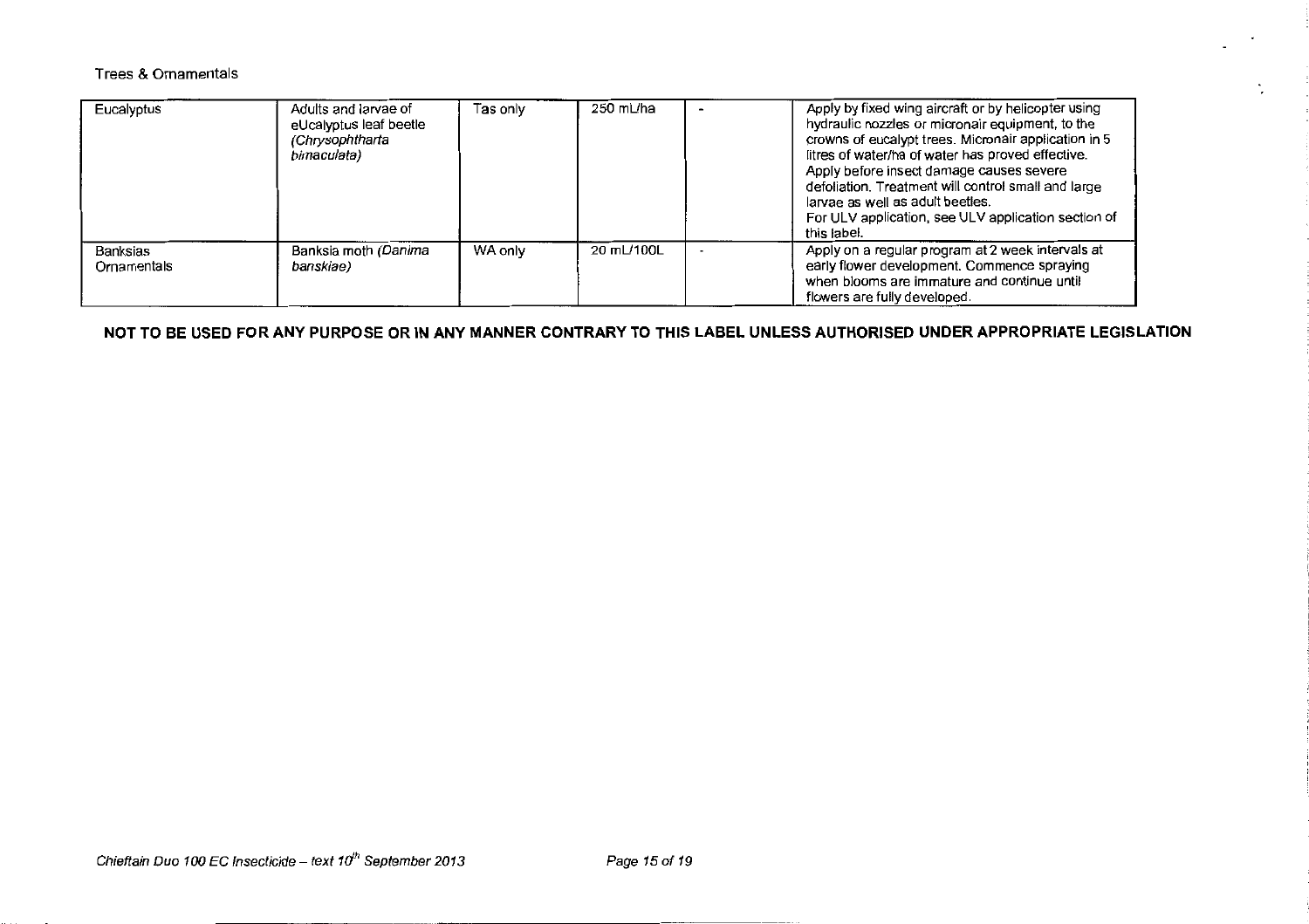Trees & Ornamentals

| | | | | | |
|---|---|---|---|---|---|
| Eucalyptus | Adults and larvae of eUcalyptus leaf beetle (*Chrysophtharta bimaculata*) | Tas only | 250 mL/ha | - | Apply by fixed wing aircraft or by helicopter using hydraulic nozzles or micronair equipment, to the crowns of eucalypt trees. Micronair application in 5 litres of water/ha of water has proved effective. Apply before insect damage causes severe defoliation. Treatment will control small and large larvae as well as adult beetles. For ULV application, see ULV application section of this label. |
| Banksias Ornamentals | Banksia moth (*Danima banskiae)* | WA only | 20 mL/100L | - | Apply on a regular program at 2 week intervals at early flower development. Commence spraying when blooms are immature and continue until flowers are fully developed. |

**NOT TO BE USED FOR ANY PURPOSE OR IN ANY MANNER CONTRARY TO THIS LABEL UNLESS AUTHORISED UNDER APPROPRIATE LEGISLATION**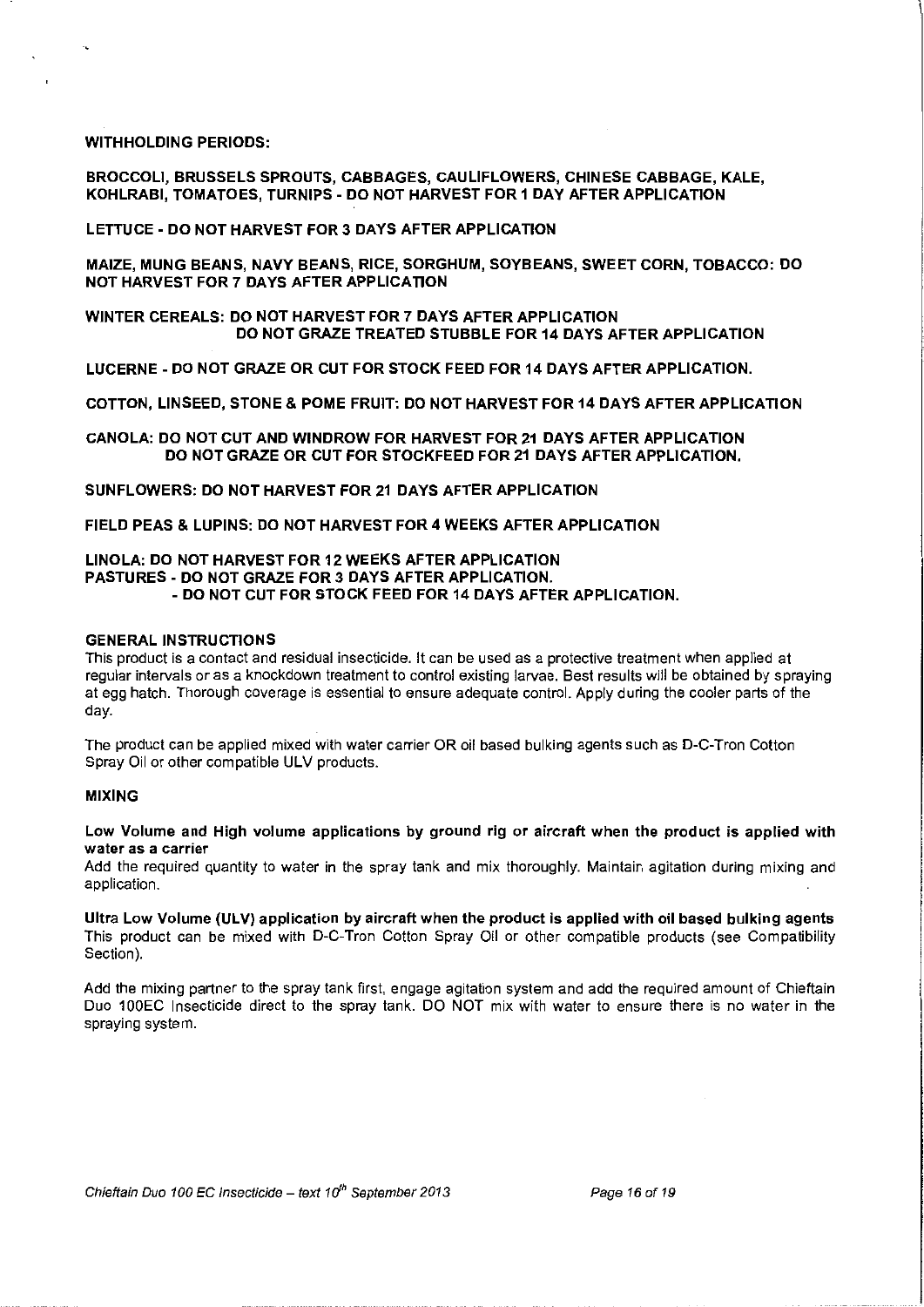**WITHHOLDING PERIODS:**

**BROCCOLI, BRUSSELS SPROUTS, CABBAGES, CAULIFLOWERS, CHINESE CABBAGE, KALE, KOHLRABI, TOMATOES, TURNIPS - DO NOT HARVEST FOR 1 DAY AFTER APPLICATION**

**LETTUCE - DO NOT HARVEST FOR 3 DAYS AFTER APPLICATION**

**MAIZE, MUNG BEANS, NAVY BEANS, RICE, SORGHUM, SOYBEANS, SWEET CORN, TOBACCO: DO NOT HARVEST FOR 7 DAYS AFTER APPLICATION**

**WINTER CEREALS: DO NOT HARVEST FOR 7 DAYS AFTER APPLICATION**
**DO NOT GRAZE TREATED STUBBLE FOR 14 DAYS AFTER APPLICATION**

**LUCERNE - DO NOT GRAZE OR CUT FOR STOCK FEED FOR 14 DAYS AFTER APPLICATION.**

**COTTON, LINSEED, STONE & POME FRUIT: DO NOT HARVEST FOR 14 DAYS AFTER APPLICATION**

**CANOLA: DO NOT CUT AND WINDROW FOR HARVEST FOR 21 DAYS AFTER APPLICATION**
**DO NOT GRAZE OR CUT FOR STOCKFEED FOR 21 DAYS AFTER APPLICATION.**

**SUNFLOWERS: DO NOT HARVEST FOR 21 DAYS AFTER APPLICATION**

**FIELD PEAS & LUPINS: DO NOT HARVEST FOR 4 WEEKS AFTER APPLICATION**

**LINOLA: DO NOT HARVEST FOR 12 WEEKS AFTER APPLICATION**
**PASTURES - DO NOT GRAZE FOR 3 DAYS AFTER APPLICATION.**
**- DO NOT CUT FOR STOCK FEED FOR 14 DAYS AFTER APPLICATION.**

### GENERAL INSTRUCTIONS

This product is a contact and residual insecticide. It can be used as a protective treatment when applied at regular intervals or as a knockdown treatment to control existing larvae. Best results will be obtained by spraying at egg hatch. Thorough coverage is essential to ensure adequate control. Apply during the cooler parts of the day.

The product can be applied mixed with water carrier OR oil based bulking agents such as D-C-Tron Cotton Spray Oil or other compatible ULV products.

### MIXING

**Low Volume and High volume applications by ground rig or aircraft when the product is applied with water as a carrier**
Add the required quantity to water in the spray tank and mix thoroughly. Maintain agitation during mixing and application.

**Ultra Low Volume (ULV) application by aircraft when the product is applied with oil based bulking agents**
This product can be mixed with D-C-Tron Cotton Spray Oil or other compatible products (see Compatibility Section).

Add the mixing partner to the spray tank first, engage agitation system and add the required amount of Chieftain Duo 100EC Insecticide direct to the spray tank. DO NOT mix with water to ensure there is no water in the spraying system.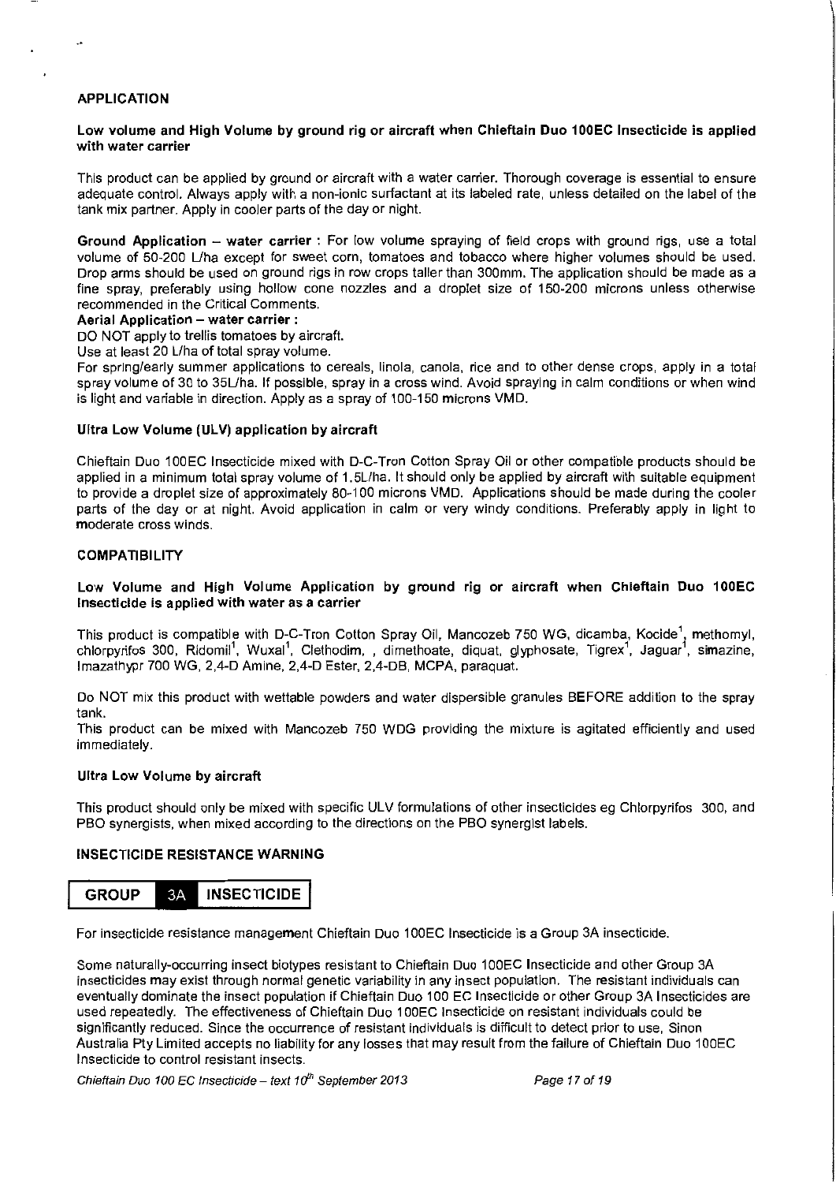## APPLICATION

### Low volume and High Volume by ground rig or aircraft when Chieftain Duo 100EC Insecticide is applied with water carrier

This product can be applied by ground or aircraft with a water carrier. Thorough coverage is essential to ensure adequate control. Always apply with a non-ionic surfactant at its labeled rate, unless detailed on the label of the tank mix partner. Apply in cooler parts of the day or night.

**Ground Application – water carrier :** For low volume spraying of field crops with ground rigs, use a total volume of 50-200 L/ha except for sweet corn, tomatoes and tobacco where higher volumes should be used. Drop arms should be used on ground rigs in row crops taller than 300mm. The application should be made as a fine spray, preferably using hollow cone nozzles and a droplet size of 150-200 microns unless otherwise recommended in the Critical Comments.

**Aerial Application – water carrier :**

DO NOT apply to trellis tomatoes by aircraft.

Use at least 20 L/ha of total spray volume.

For spring/early summer applications to cereals, linola, canola, rice and to other dense crops, apply in a total spray volume of 30 to 35L/ha. If possible, spray in a cross wind. Avoid spraying in calm conditions or when wind is light and variable in direction. Apply as a spray of 100-150 microns VMD.

### Ultra Low Volume (ULV) application by aircraft

Chieftain Duo 100EC Insecticide mixed with D-C-Tron Cotton Spray Oil or other compatible products should be applied in a minimum total spray volume of 1.5L/ha. It should only be applied by aircraft with suitable equipment to provide a droplet size of approximately 80-100 microns VMD. Applications should be made during the cooler parts of the day or at night. Avoid application in calm or very windy conditions. Preferably apply in light to moderate cross winds.

## COMPATIBILITY

### Low Volume and High Volume Application by ground rig or aircraft when Chieftain Duo 100EC Insecticide is applied with water as a carrier

This product is compatible with D-C-Tron Cotton Spray Oil, Mancozeb 750 WG, dicamba, Kocide[1], methomyl, chlorpyrifos 300, Ridomil[1], Wuxal[1], Clethodim, , dimethoate, diquat, glyphosate, Tigrex[1], Jaguar[1], simazine, Imazathypr 700 WG, 2,4-D Amine, 2,4-D Ester, 2,4-DB, MCPA, paraquat.

Do NOT mix this product with wettable powders and water dispersible granules BEFORE addition to the spray tank.

This product can be mixed with Mancozeb 750 WDG providing the mixture is agitated efficiently and used immediately.

### Ultra Low Volume by aircraft

This product should only be mixed with specific ULV formulations of other insecticides eg Chlorpyrifos 300, and PBO synergists, when mixed according to the directions on the PBO synergist labels.

## INSECTICIDE RESISTANCE WARNING

| GROUP | 3A | INSECTICIDE |
|---|---|---|

For insecticide resistance management Chieftain Duo 100EC Insecticide is a Group 3A insecticide.

Some naturally-occurring insect biotypes resistant to Chieftain Duo 100EC Insecticide and other Group 3A insecticides may exist through normal genetic variability in any insect population. The resistant individuals can eventually dominate the insect population if Chieftain Duo 100 EC Insecticide or other Group 3A Insecticides are used repeatedly. The effectiveness of Chieftain Duo 100EC Insecticide on resistant individuals could be significantly reduced. Since the occurrence of resistant individuals is difficult to detect prior to use, Sinon Australia Pty Limited accepts no liability for any losses that may result from the failure of Chieftain Duo 100EC Insecticide to control resistant insects.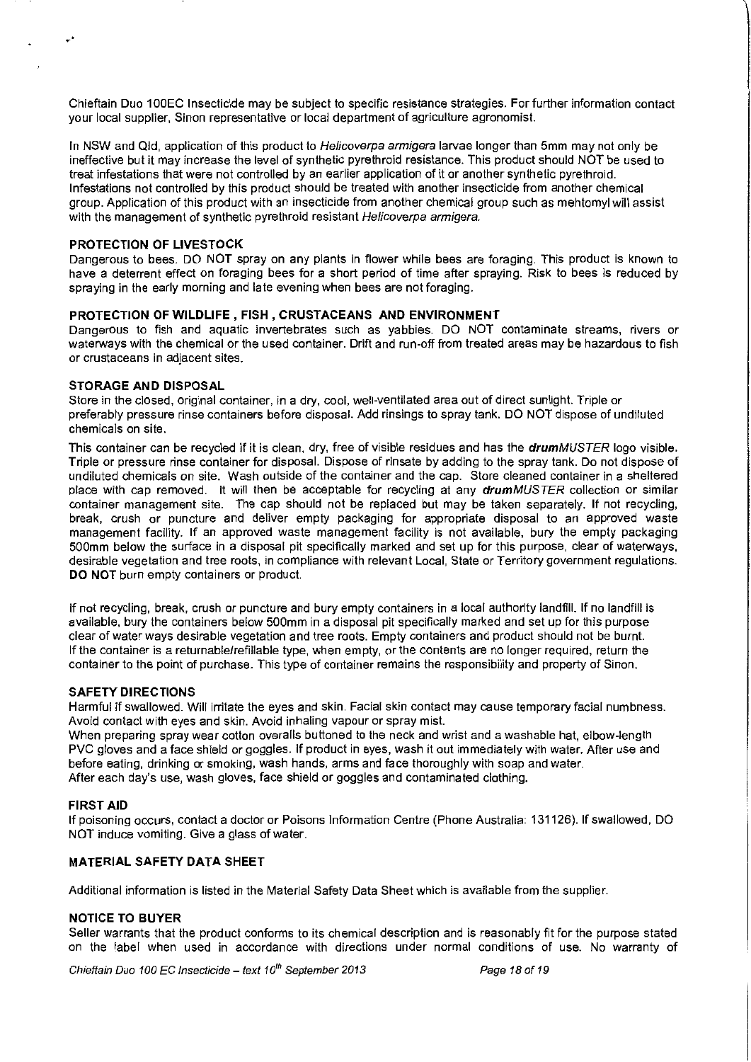Chieftain Duo 100EC Insecticide may be subject to specific resistance strategies. For further information contact your local supplier, Sinon representative or local department of agriculture agronomist.

In NSW and Qld, application of this product to *Helicoverpa armigera* larvae longer than 5mm may not only be ineffective but it may increase the level of synthetic pyrethroid resistance. This product should NOT be used to treat infestations that were not controlled by an earlier application of it or another synthetic pyrethroid. Infestations not controlled by this product should be treated with another insecticide from another chemical group. Application of this product with an insecticide from another chemical group such as mehtomyl will assist with the management of synthetic pyrethroid resistant *Helicoverpa armigera.*

## PROTECTION OF LIVESTOCK

Dangerous to bees. DO NOT spray on any plants in flower while bees are foraging. This product is known to have a deterrent effect on foraging bees for a short period of time after spraying. Risk to bees is reduced by spraying in the early morning and late evening when bees are not foraging.

## PROTECTION OF WILDLIFE , FISH , CRUSTACEANS AND ENVIRONMENT

Dangerous to fish and aquatic invertebrates such as yabbies. DO NOT contaminate streams, rivers or waterways with the chemical or the used container. Drift and run-off from treated areas may be hazardous to fish or crustaceans in adjacent sites.

## STORAGE AND DISPOSAL

Store in the closed, original container, in a dry, cool, well-ventilated area out of direct sunlight. Triple or preferably pressure rinse containers before disposal. Add rinsings to spray tank. DO NOT dispose of undiluted chemicals on site.

This container can be recycled if it is clean, dry, free of visible residues and has the ***drumMUSTER*** logo visible. Triple or pressure rinse container for disposal. Dispose of rinsate by adding to the spray tank. Do not dispose of undiluted chemicals on site. Wash outside of the container and the cap. Store cleaned container in a sheltered place with cap removed. It will then be acceptable for recycling at any ***drumMUSTER*** collection or similar container management site. The cap should not be replaced but may be taken separately. If not recycling, break, crush or puncture and deliver empty packaging for appropriate disposal to an approved waste management facility. If an approved waste management facility is not available, bury the empty packaging 500mm below the surface in a disposal pit specifically marked and set up for this purpose, clear of waterways, desirable vegetation and tree roots, in compliance with relevant Local, State or Territory government regulations. **DO NOT** burn empty containers or product.

If not recycling, break, crush or puncture and bury empty containers in a local authority landfill. If no landfill is available, bury the containers below 500mm in a disposal pit specifically marked and set up for this purpose clear of water ways desirable vegetation and tree roots. Empty containers and product should not be burnt. If the container is a returnable/refillable type, when empty, or the contents are no longer required, return the container to the point of purchase. This type of container remains the responsibility and property of Sinon.

## SAFETY DIRECTIONS

Harmful if swallowed. Will irritate the eyes and skin. Facial skin contact may cause temporary facial numbness. Avoid contact with eyes and skin. Avoid inhaling vapour or spray mist.
When preparing spray wear cotton overalls buttoned to the neck and wrist and a washable hat, elbow-length PVC gloves and a face shield or goggles. If product in eyes, wash it out immediately with water. After use and before eating, drinking or smoking, wash hands, arms and face thoroughly with soap and water.
After each day's use, wash gloves, face shield or goggles and contaminated clothing.

## FIRST AID

If poisoning occurs, contact a doctor or Poisons Information Centre (Phone Australia: 131126). If swallowed, DO NOT induce vomiting. Give a glass of water.

## MATERIAL SAFETY DATA SHEET

Additional information is listed in the Material Safety Data Sheet which is available from the supplier.

## NOTICE TO BUYER

Seller warrants that the product conforms to its chemical description and is reasonably fit for the purpose stated on the label when used in accordance with directions under normal conditions of use. No warranty of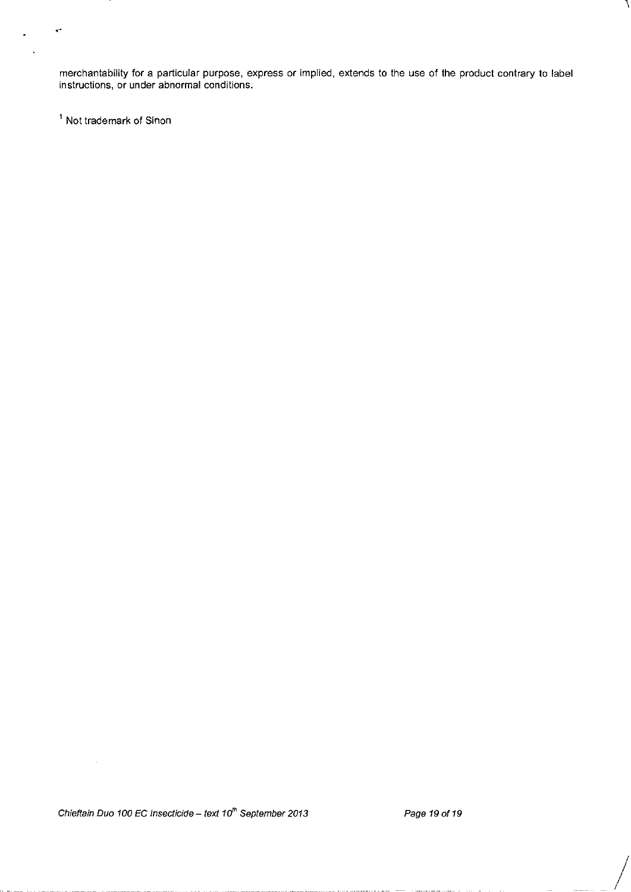merchantability for a particular purpose, express or implied, extends to the use of the product contrary to label instructions, or under abnormal conditions.

[1] Not trademark of Sinon